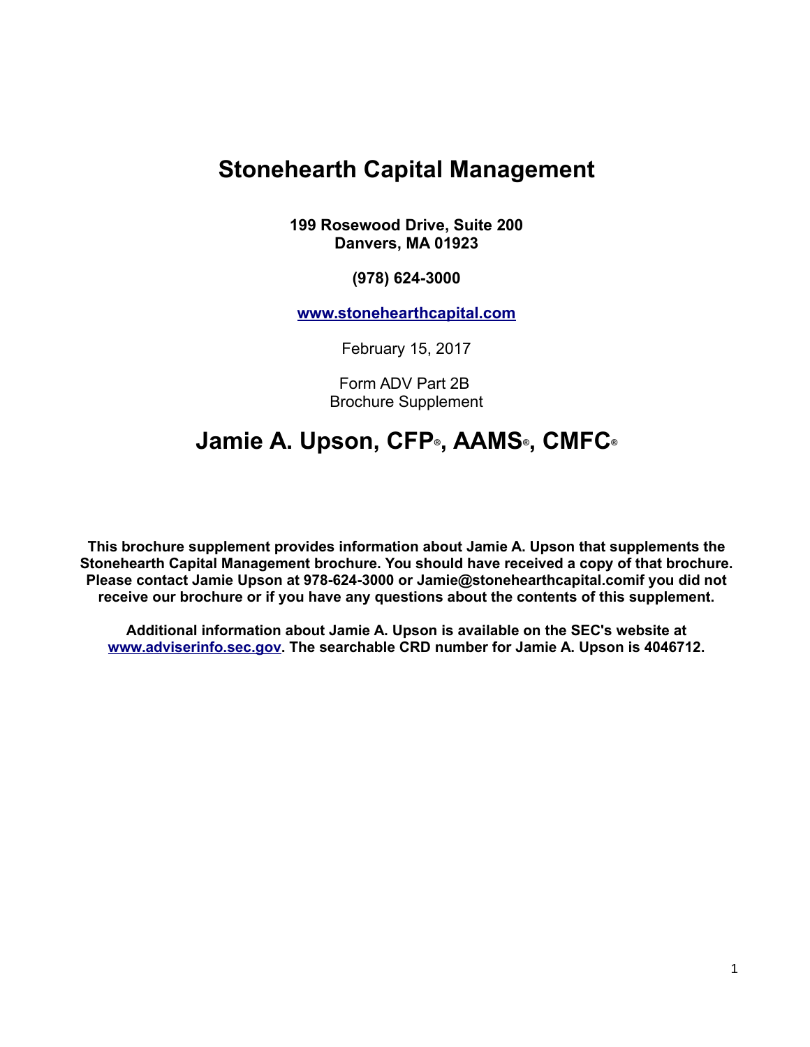# Stonehearth Capital Management

**199 Rosewood Drive, Suite 200**
**Danvers, MA 01923**

**(978) 624-3000**

**www.stonehearthcapital.com**

February 15, 2017

Form ADV Part 2B
Brochure Supplement

# Jamie A. Upson, CFP®, AAMS®, CMFC®

**This brochure supplement provides information about Jamie A. Upson that supplements the Stonehearth Capital Management brochure. You should have received a copy of that brochure. Please contact Jamie Upson at 978-624-3000 or Jamie@stonehearthcapital.comif you did not receive our brochure or if you have any questions about the contents of this supplement.**

**Additional information about Jamie A. Upson is available on the SEC's website at www.adviserinfo.sec.gov. The searchable CRD number for Jamie A. Upson is 4046712.**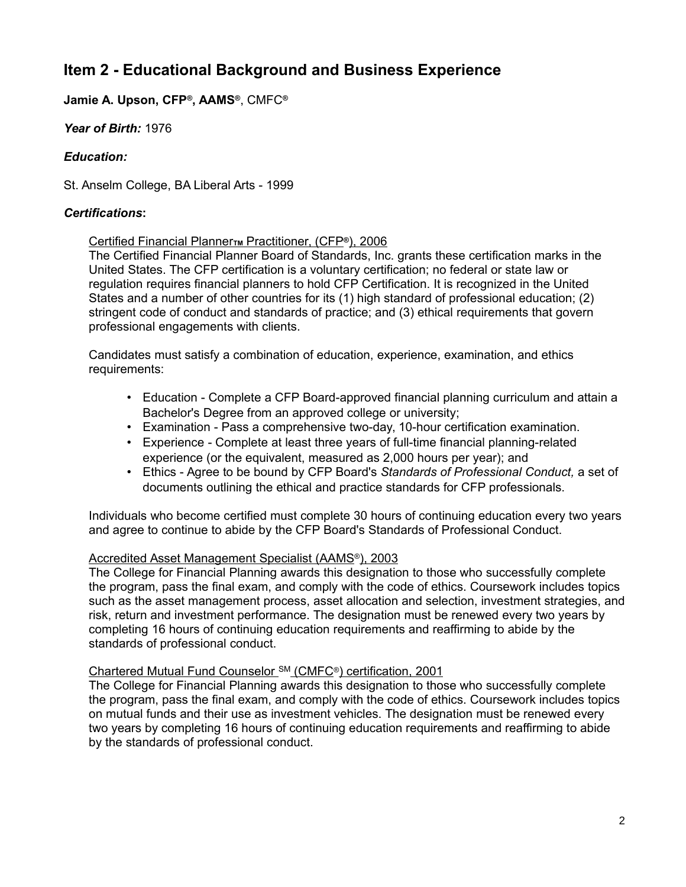## Item 2 - Educational Background and Business Experience

**Jamie A. Upson, CFP®, AAMS®**, CMFC®

***Year of Birth:*** 1976

***Education:***

St. Anselm College, BA Liberal Arts - 1999

***Certifications*:**

Certified Financial Planner™ Practitioner, (CFP®), 2006
The Certified Financial Planner Board of Standards, Inc. grants these certification marks in the United States. The CFP certification is a voluntary certification; no federal or state law or regulation requires financial planners to hold CFP Certification. It is recognized in the United States and a number of other countries for its (1) high standard of professional education; (2) stringent code of conduct and standards of practice; and (3) ethical requirements that govern professional engagements with clients.

Candidates must satisfy a combination of education, experience, examination, and ethics requirements:

- Education - Complete a CFP Board-approved financial planning curriculum and attain a Bachelor's Degree from an approved college or university;
- Examination - Pass a comprehensive two-day, 10-hour certification examination.
- Experience - Complete at least three years of full-time financial planning-related experience (or the equivalent, measured as 2,000 hours per year); and
- Ethics - Agree to be bound by CFP Board's *Standards of Professional Conduct,* a set of documents outlining the ethical and practice standards for CFP professionals.

Individuals who become certified must complete 30 hours of continuing education every two years and agree to continue to abide by the CFP Board's Standards of Professional Conduct.

Accredited Asset Management Specialist (AAMS®), 2003
The College for Financial Planning awards this designation to those who successfully complete the program, pass the final exam, and comply with the code of ethics. Coursework includes topics such as the asset management process, asset allocation and selection, investment strategies, and risk, return and investment performance. The designation must be renewed every two years by completing 16 hours of continuing education requirements and reaffirming to abide by the standards of professional conduct.

Chartered Mutual Fund Counselor SM (CMFC®) certification, 2001
The College for Financial Planning awards this designation to those who successfully complete the program, pass the final exam, and comply with the code of ethics. Coursework includes topics on mutual funds and their use as investment vehicles. The designation must be renewed every two years by completing 16 hours of continuing education requirements and reaffirming to abide by the standards of professional conduct.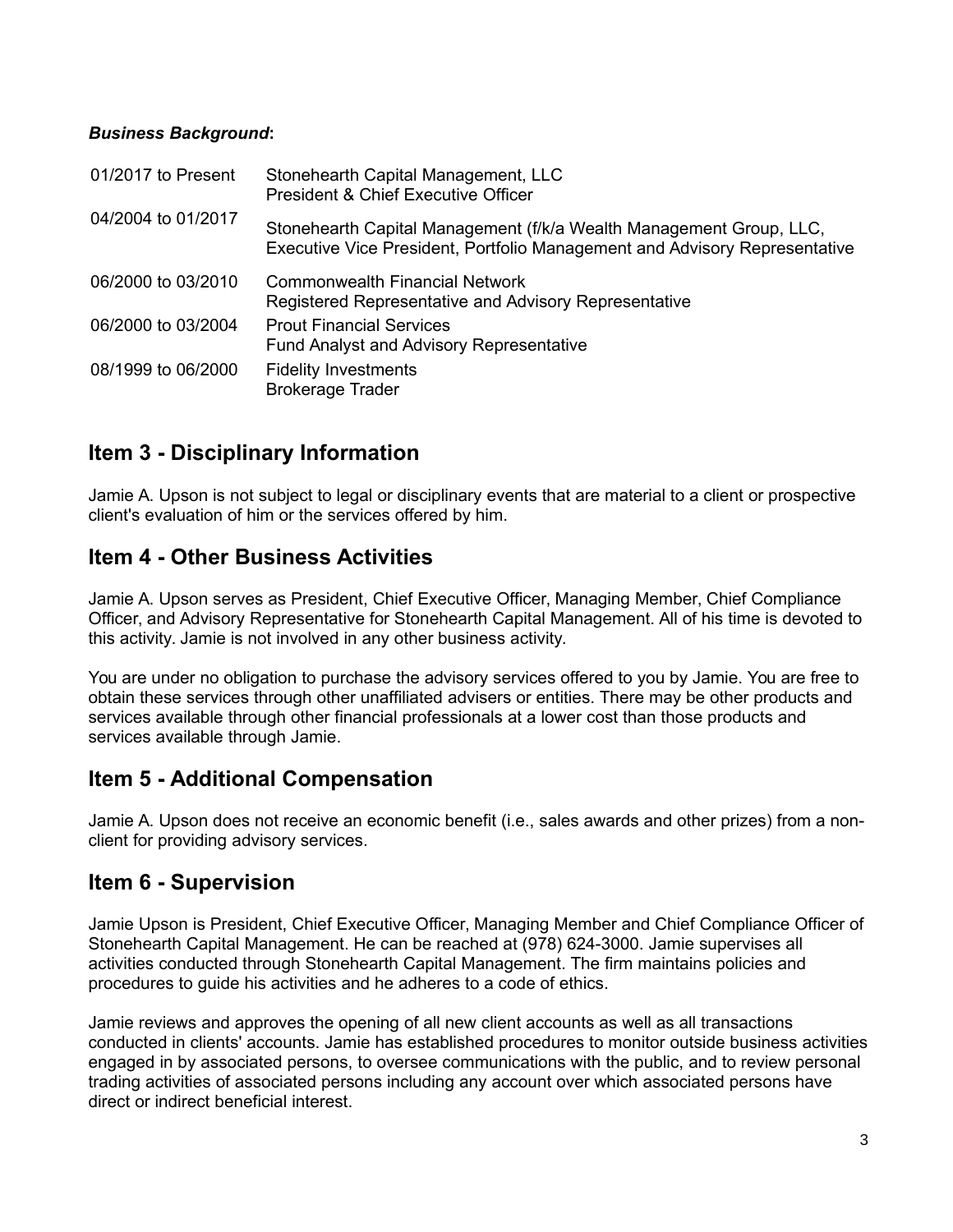***Business Background*:**

| | |
|---|---|
| 01/2017 to Present | Stonehearth Capital Management, LLC<br>President & Chief Executive Officer |
| 04/2004 to 01/2017 | Stonehearth Capital Management (f/k/a Wealth Management Group, LLC,<br>Executive Vice President, Portfolio Management and Advisory Representative |
| 06/2000 to 03/2010 | Commonwealth Financial Network<br>Registered Representative and Advisory Representative |
| 06/2000 to 03/2004 | Prout Financial Services<br>Fund Analyst and Advisory Representative |
| 08/1999 to 06/2000 | Fidelity Investments<br>Brokerage Trader |

## Item 3 - Disciplinary Information

Jamie A. Upson is not subject to legal or disciplinary events that are material to a client or prospective client's evaluation of him or the services offered by him.

## Item 4 - Other Business Activities

Jamie A. Upson serves as President, Chief Executive Officer, Managing Member, Chief Compliance Officer, and Advisory Representative for Stonehearth Capital Management. All of his time is devoted to this activity. Jamie is not involved in any other business activity.

You are under no obligation to purchase the advisory services offered to you by Jamie. You are free to obtain these services through other unaffiliated advisers or entities. There may be other products and services available through other financial professionals at a lower cost than those products and services available through Jamie.

## Item 5 - Additional Compensation

Jamie A. Upson does not receive an economic benefit (i.e., sales awards and other prizes) from a non-client for providing advisory services.

## Item 6 - Supervision

Jamie Upson is President, Chief Executive Officer, Managing Member and Chief Compliance Officer of Stonehearth Capital Management. He can be reached at (978) 624-3000. Jamie supervises all activities conducted through Stonehearth Capital Management. The firm maintains policies and procedures to guide his activities and he adheres to a code of ethics.

Jamie reviews and approves the opening of all new client accounts as well as all transactions conducted in clients' accounts. Jamie has established procedures to monitor outside business activities engaged in by associated persons, to oversee communications with the public, and to review personal trading activities of associated persons including any account over which associated persons have direct or indirect beneficial interest.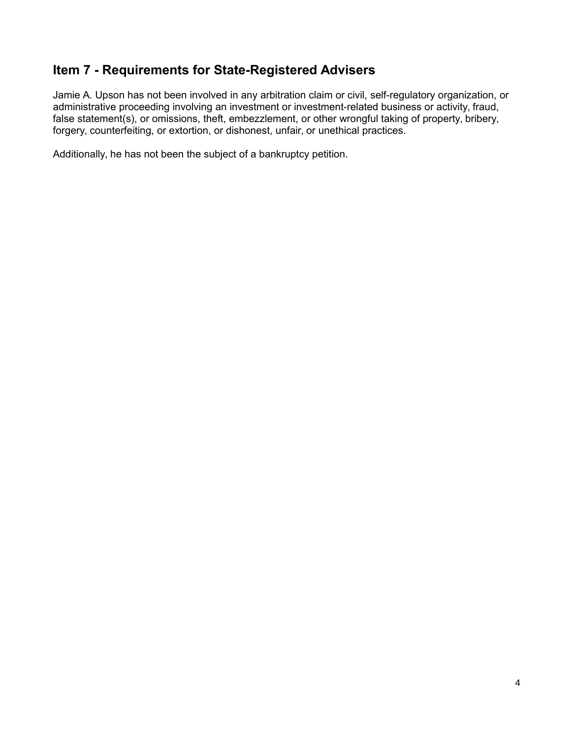## Item 7 - Requirements for State-Registered Advisers

Jamie A. Upson has not been involved in any arbitration claim or civil, self-regulatory organization, or administrative proceeding involving an investment or investment-related business or activity, fraud, false statement(s), or omissions, theft, embezzlement, or other wrongful taking of property, bribery, forgery, counterfeiting, or extortion, or dishonest, unfair, or unethical practices.

Additionally, he has not been the subject of a bankruptcy petition.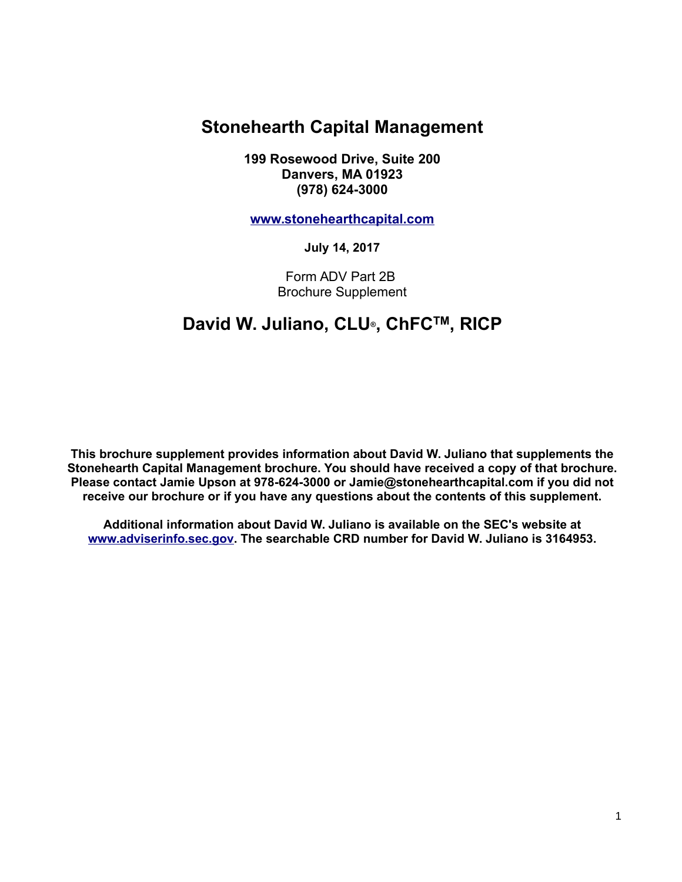# Stonehearth Capital Management

**199 Rosewood Drive, Suite 200**
**Danvers, MA 01923**
**(978) 624-3000**

**[www.stonehearthcapital.com](http://www.stonehearthcapital.com)**

**July 14, 2017**

Form ADV Part 2B
Brochure Supplement

## David W. Juliano, CLU®, ChFC™, RICP

**This brochure supplement provides information about David W. Juliano that supplements the Stonehearth Capital Management brochure. You should have received a copy of that brochure. Please contact Jamie Upson at 978-624-3000 or Jamie@stonehearthcapital.com if you did not receive our brochure or if you have any questions about the contents of this supplement.**

**Additional information about David W. Juliano is available on the SEC's website at [www.adviserinfo.sec.gov](http://www.adviserinfo.sec.gov). The searchable CRD number for David W. Juliano is 3164953.**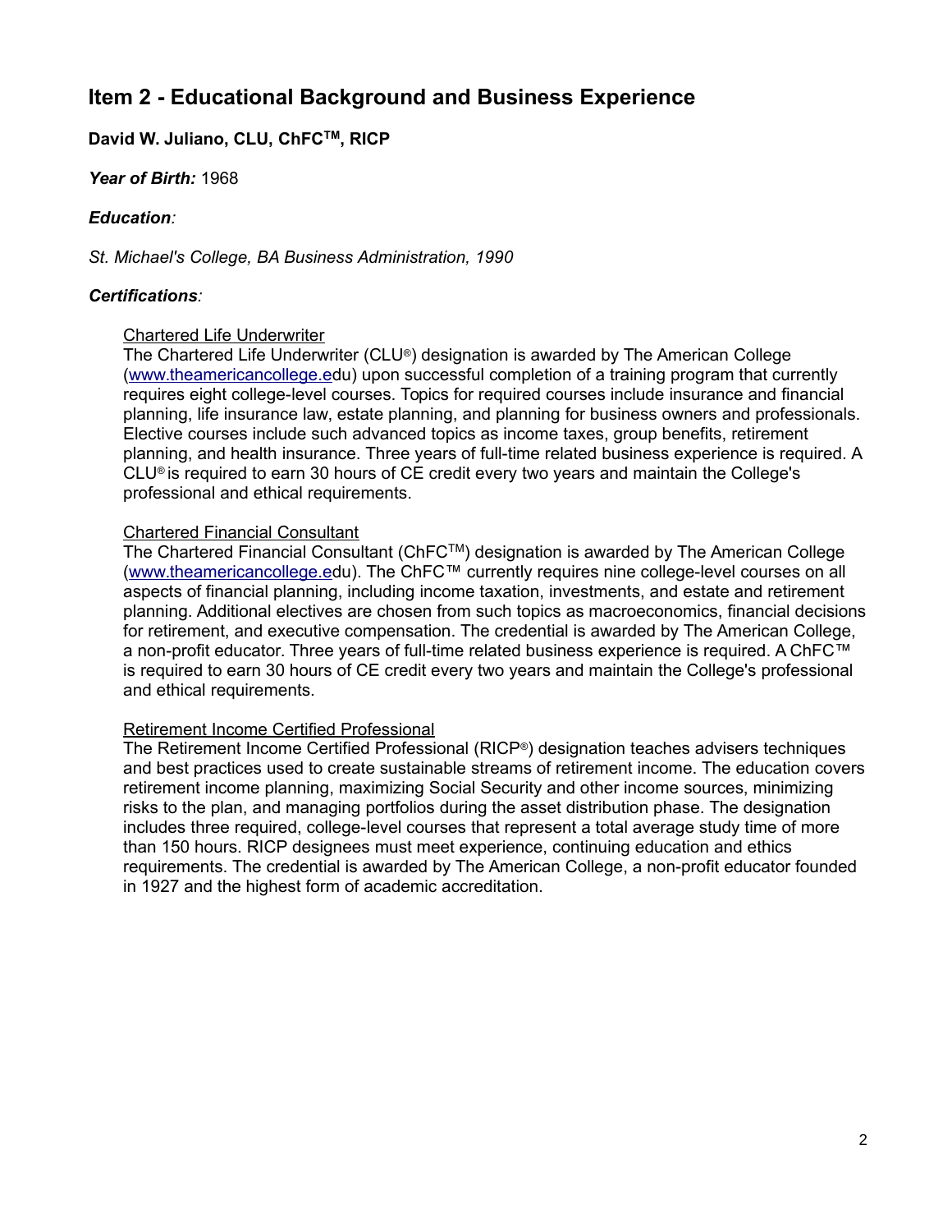## Item 2 - Educational Background and Business Experience

**David W. Juliano, CLU, ChFC™, RICP**

***Year of Birth:*** 1968

***Education****:*

*St. Michael's College, BA Business Administration, 1990*

***Certifications****:*

Chartered Life Underwriter
The Chartered Life Underwriter (CLU®) designation is awarded by The American College (www.theamericancollege.edu) upon successful completion of a training program that currently requires eight college-level courses. Topics for required courses include insurance and financial planning, life insurance law, estate planning, and planning for business owners and professionals. Elective courses include such advanced topics as income taxes, group benefits, retirement planning, and health insurance. Three years of full-time related business experience is required. A CLU® is required to earn 30 hours of CE credit every two years and maintain the College's professional and ethical requirements.

Chartered Financial Consultant
The Chartered Financial Consultant (ChFC™) designation is awarded by The American College (www.theamericancollege.edu). The ChFC™ currently requires nine college-level courses on all aspects of financial planning, including income taxation, investments, and estate and retirement planning. Additional electives are chosen from such topics as macroeconomics, financial decisions for retirement, and executive compensation. The credential is awarded by The American College, a non-profit educator. Three years of full-time related business experience is required. A ChFC™ is required to earn 30 hours of CE credit every two years and maintain the College's professional and ethical requirements.

Retirement Income Certified Professional
The Retirement Income Certified Professional (RICP®) designation teaches advisers techniques and best practices used to create sustainable streams of retirement income. The education covers retirement income planning, maximizing Social Security and other income sources, minimizing risks to the plan, and managing portfolios during the asset distribution phase. The designation includes three required, college-level courses that represent a total average study time of more than 150 hours. RICP designees must meet experience, continuing education and ethics requirements. The credential is awarded by The American College, a non-profit educator founded in 1927 and the highest form of academic accreditation.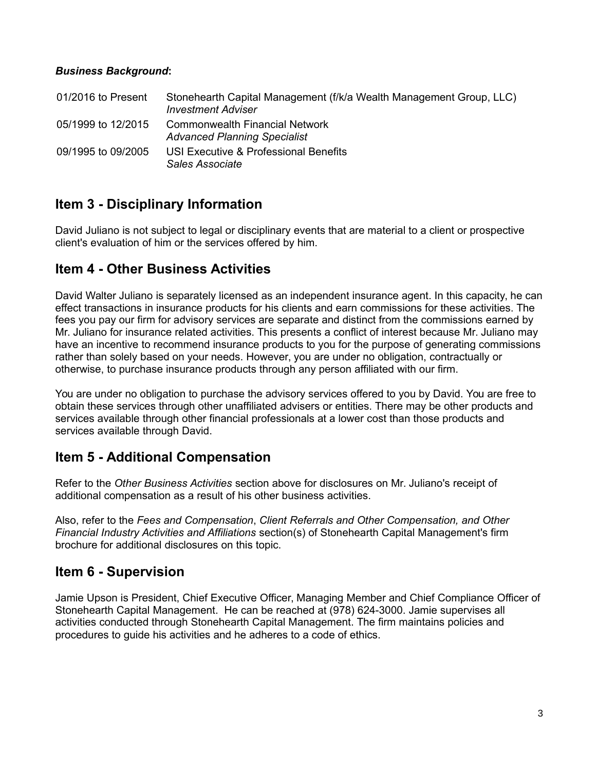***Business Background*:**

| | |
|---|---|
| 01/2016 to Present | Stonehearth Capital Management (f/k/a Wealth Management Group, LLC)<br>*Investment Adviser* |
| 05/1999 to 12/2015 | Commonwealth Financial Network<br>*Advanced Planning Specialist* |
| 09/1995 to 09/2005 | USI Executive & Professional Benefits<br>*Sales Associate* |

## Item 3 - Disciplinary Information

David Juliano is not subject to legal or disciplinary events that are material to a client or prospective client's evaluation of him or the services offered by him.

## Item 4 - Other Business Activities

David Walter Juliano is separately licensed as an independent insurance agent. In this capacity, he can effect transactions in insurance products for his clients and earn commissions for these activities. The fees you pay our firm for advisory services are separate and distinct from the commissions earned by Mr. Juliano for insurance related activities. This presents a conflict of interest because Mr. Juliano may have an incentive to recommend insurance products to you for the purpose of generating commissions rather than solely based on your needs. However, you are under no obligation, contractually or otherwise, to purchase insurance products through any person affiliated with our firm.

You are under no obligation to purchase the advisory services offered to you by David. You are free to obtain these services through other unaffiliated advisers or entities. There may be other products and services available through other financial professionals at a lower cost than those products and services available through David.

## Item 5 - Additional Compensation

Refer to the *Other Business Activities* section above for disclosures on Mr. Juliano's receipt of additional compensation as a result of his other business activities.

Also, refer to the *Fees and Compensation*, *Client Referrals and Other Compensation, and Other Financial Industry Activities and Affiliations* section(s) of Stonehearth Capital Management's firm brochure for additional disclosures on this topic.

## Item 6 - Supervision

Jamie Upson is President, Chief Executive Officer, Managing Member and Chief Compliance Officer of Stonehearth Capital Management. He can be reached at (978) 624-3000. Jamie supervises all activities conducted through Stonehearth Capital Management. The firm maintains policies and procedures to guide his activities and he adheres to a code of ethics.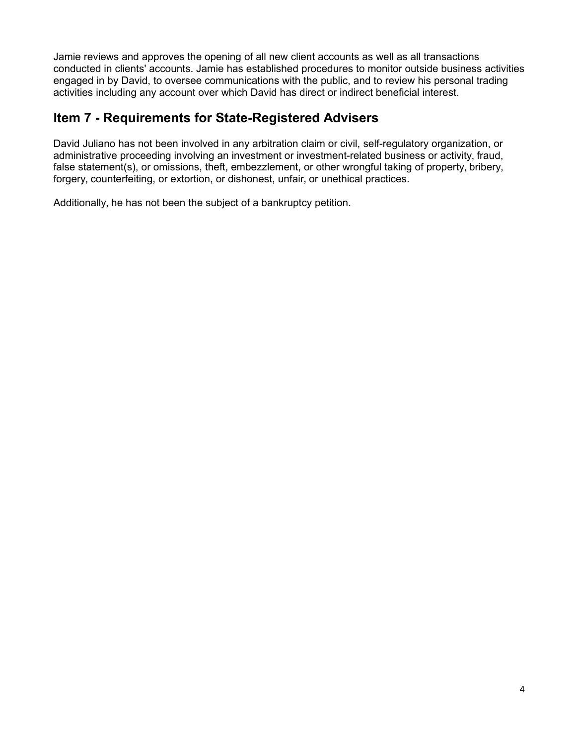Jamie reviews and approves the opening of all new client accounts as well as all transactions conducted in clients' accounts. Jamie has established procedures to monitor outside business activities engaged in by David, to oversee communications with the public, and to review his personal trading activities including any account over which David has direct or indirect beneficial interest.

## Item 7 - Requirements for State-Registered Advisers

David Juliano has not been involved in any arbitration claim or civil, self-regulatory organization, or administrative proceeding involving an investment or investment-related business or activity, fraud, false statement(s), or omissions, theft, embezzlement, or other wrongful taking of property, bribery, forgery, counterfeiting, or extortion, or dishonest, unfair, or unethical practices.

Additionally, he has not been the subject of a bankruptcy petition.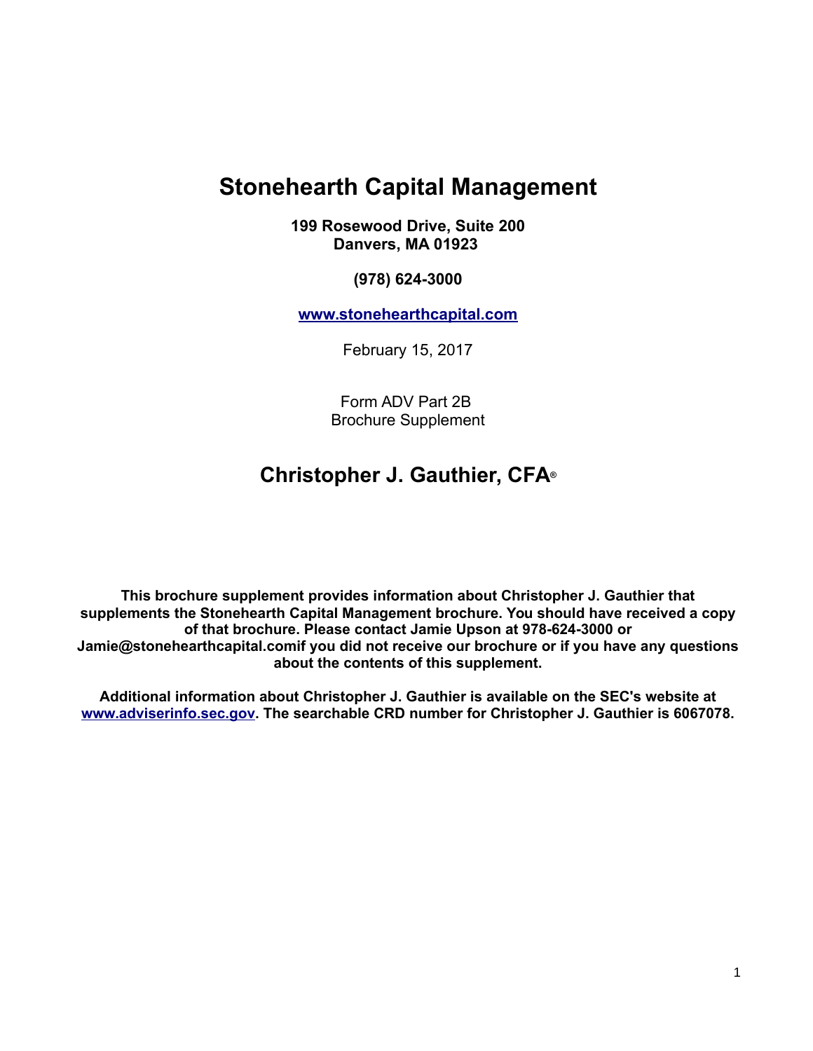# Stonehearth Capital Management

**199 Rosewood Drive, Suite 200**
**Danvers, MA 01923**

**(978) 624-3000**

**[www.stonehearthcapital.com](www.stonehearthcapital.com)**

February 15, 2017

Form ADV Part 2B
Brochure Supplement

## Christopher J. Gauthier, CFA®

**This brochure supplement provides information about Christopher J. Gauthier that supplements the Stonehearth Capital Management brochure. You should have received a copy of that brochure. Please contact Jamie Upson at 978-624-3000 or Jamie@stonehearthcapital.comif you did not receive our brochure or if you have any questions about the contents of this supplement.**

**Additional information about Christopher J. Gauthier is available on the SEC's website at [www.adviserinfo.sec.gov](www.adviserinfo.sec.gov). The searchable CRD number for Christopher J. Gauthier is 6067078.**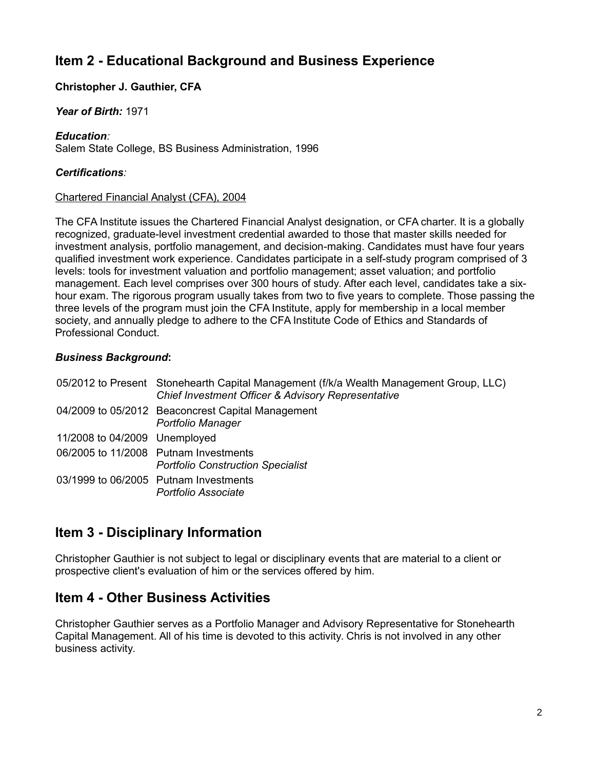## Item 2 - Educational Background and Business Experience

**Christopher J. Gauthier, CFA**

***Year of Birth:*** 1971

***Education:***
Salem State College, BS Business Administration, 1996

***Certifications:***

Chartered Financial Analyst (CFA), 2004

The CFA Institute issues the Chartered Financial Analyst designation, or CFA charter. It is a globally recognized, graduate-level investment credential awarded to those that master skills needed for investment analysis, portfolio management, and decision-making. Candidates must have four years qualified investment work experience. Candidates participate in a self-study program comprised of 3 levels: tools for investment valuation and portfolio management; asset valuation; and portfolio management. Each level comprises over 300 hours of study. After each level, candidates take a six-hour exam. The rigorous program usually takes from two to five years to complete. Those passing the three levels of the program must join the CFA Institute, apply for membership in a local member society, and annually pledge to adhere to the CFA Institute Code of Ethics and Standards of Professional Conduct.

***Business Background*:**

| | |
|---|---|
| 05/2012 to Present | Stonehearth Capital Management (f/k/a Wealth Management Group, LLC)<br>*Chief Investment Officer & Advisory Representative* |
| 04/2009 to 05/2012 | Beaconcrest Capital Management<br>*Portfolio Manager* |
| 11/2008 to 04/2009 | Unemployed |
| 06/2005 to 11/2008 | Putnam Investments<br>*Portfolio Construction Specialist* |
| 03/1999 to 06/2005 | Putnam Investments<br>*Portfolio Associate* |

## Item 3 - Disciplinary Information

Christopher Gauthier is not subject to legal or disciplinary events that are material to a client or prospective client's evaluation of him or the services offered by him.

## Item 4 - Other Business Activities

Christopher Gauthier serves as a Portfolio Manager and Advisory Representative for Stonehearth Capital Management. All of his time is devoted to this activity. Chris is not involved in any other business activity.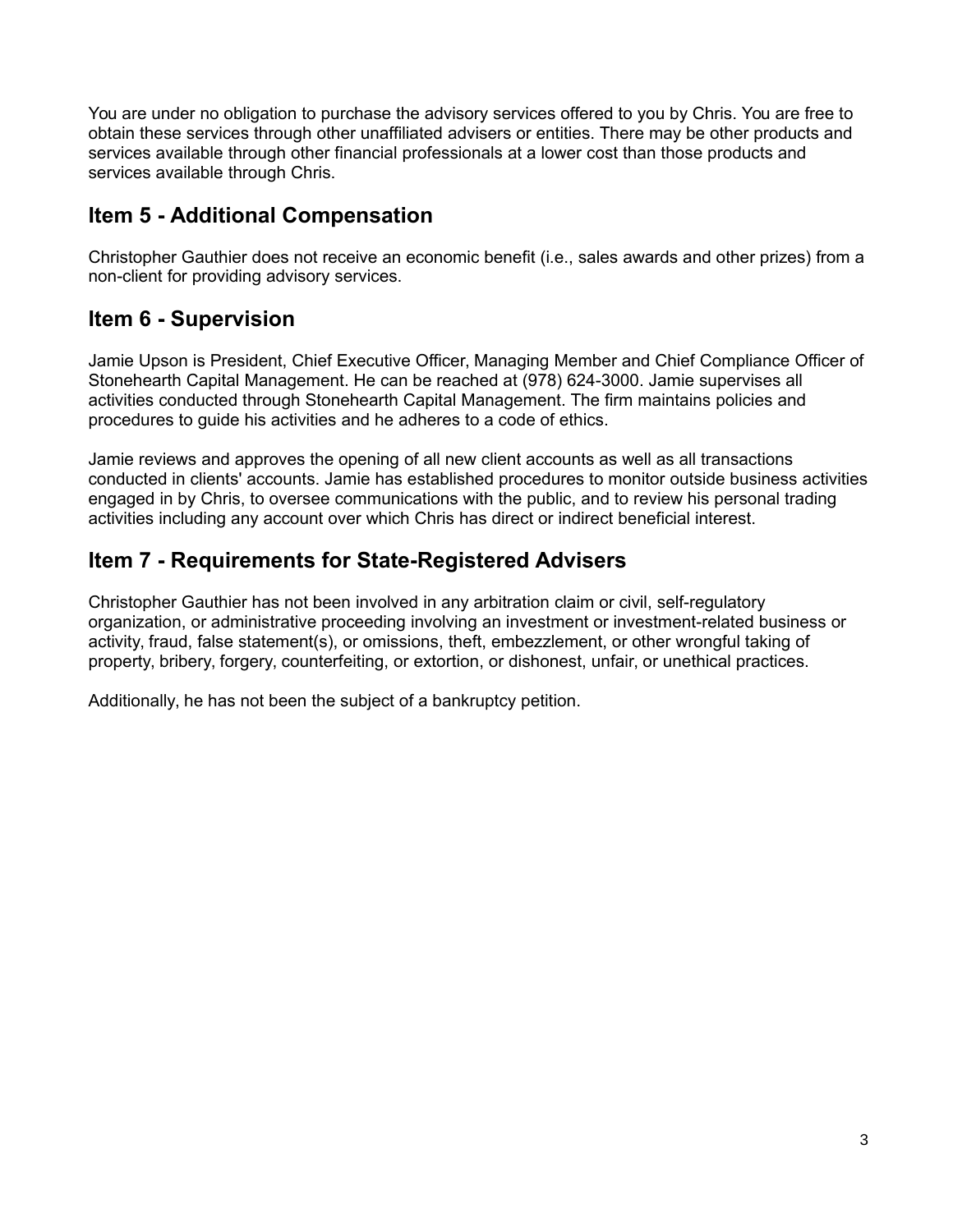You are under no obligation to purchase the advisory services offered to you by Chris. You are free to obtain these services through other unaffiliated advisers or entities. There may be other products and services available through other financial professionals at a lower cost than those products and services available through Chris.

## Item 5 - Additional Compensation

Christopher Gauthier does not receive an economic benefit (i.e., sales awards and other prizes) from a non-client for providing advisory services.

## Item 6 - Supervision

Jamie Upson is President, Chief Executive Officer, Managing Member and Chief Compliance Officer of Stonehearth Capital Management. He can be reached at (978) 624-3000. Jamie supervises all activities conducted through Stonehearth Capital Management. The firm maintains policies and procedures to guide his activities and he adheres to a code of ethics.

Jamie reviews and approves the opening of all new client accounts as well as all transactions conducted in clients' accounts. Jamie has established procedures to monitor outside business activities engaged in by Chris, to oversee communications with the public, and to review his personal trading activities including any account over which Chris has direct or indirect beneficial interest.

## Item 7 - Requirements for State-Registered Advisers

Christopher Gauthier has not been involved in any arbitration claim or civil, self-regulatory organization, or administrative proceeding involving an investment or investment-related business or activity, fraud, false statement(s), or omissions, theft, embezzlement, or other wrongful taking of property, bribery, forgery, counterfeiting, or extortion, or dishonest, unfair, or unethical practices.

Additionally, he has not been the subject of a bankruptcy petition.